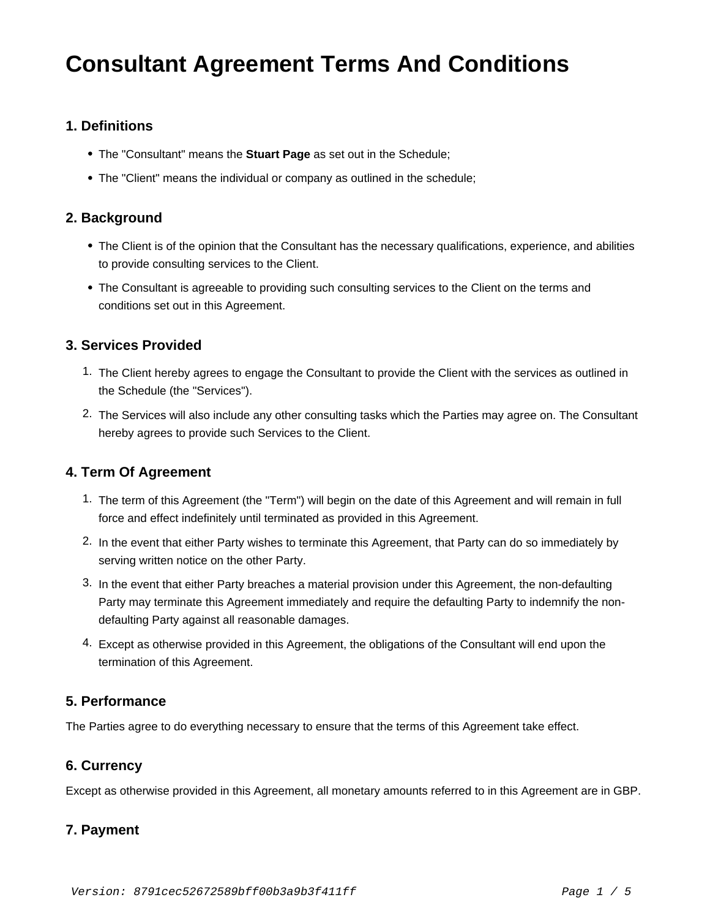# Consultant Agreement Terms And Conditions

## 1. Definitions

- The "Consultant" means the **Stuart Page** as set out in the Schedule;
- The "Client" means the individual or company as outlined in the schedule;

## 2. Background

- The Client is of the opinion that the Consultant has the necessary qualifications, experience, and abilities to provide consulting services to the Client.
- The Consultant is agreeable to providing such consulting services to the Client on the terms and conditions set out in this Agreement.

## 3. Services Provided

1. The Client hereby agrees to engage the Consultant to provide the Client with the services as outlined in the Schedule (the "Services").
2. The Services will also include any other consulting tasks which the Parties may agree on. The Consultant hereby agrees to provide such Services to the Client.

## 4. Term Of Agreement

1. The term of this Agreement (the "Term") will begin on the date of this Agreement and will remain in full force and effect indefinitely until terminated as provided in this Agreement.
2. In the event that either Party wishes to terminate this Agreement, that Party can do so immediately by serving written notice on the other Party.
3. In the event that either Party breaches a material provision under this Agreement, the non-defaulting Party may terminate this Agreement immediately and require the defaulting Party to indemnify the non-defaulting Party against all reasonable damages.
4. Except as otherwise provided in this Agreement, the obligations of the Consultant will end upon the termination of this Agreement.

## 5. Performance

The Parties agree to do everything necessary to ensure that the terms of this Agreement take effect.

## 6. Currency

Except as otherwise provided in this Agreement, all monetary amounts referred to in this Agreement are in GBP.

## 7. Payment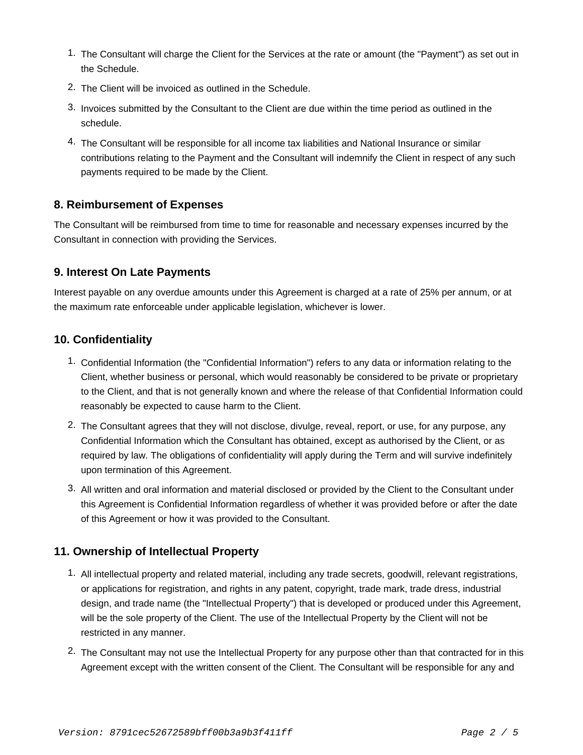1. The Consultant will charge the Client for the Services at the rate or amount (the "Payment") as set out in the Schedule.
2. The Client will be invoiced as outlined in the Schedule.
3. Invoices submitted by the Consultant to the Client are due within the time period as outlined in the schedule.
4. The Consultant will be responsible for all income tax liabilities and National Insurance or similar contributions relating to the Payment and the Consultant will indemnify the Client in respect of any such payments required to be made by the Client.

### 8. Reimbursement of Expenses

The Consultant will be reimbursed from time to time for reasonable and necessary expenses incurred by the Consultant in connection with providing the Services.

### 9. Interest On Late Payments

Interest payable on any overdue amounts under this Agreement is charged at a rate of 25% per annum, or at the maximum rate enforceable under applicable legislation, whichever is lower.

### 10. Confidentiality

1. Confidential Information (the "Confidential Information") refers to any data or information relating to the Client, whether business or personal, which would reasonably be considered to be private or proprietary to the Client, and that is not generally known and where the release of that Confidential Information could reasonably be expected to cause harm to the Client.
2. The Consultant agrees that they will not disclose, divulge, reveal, report, or use, for any purpose, any Confidential Information which the Consultant has obtained, except as authorised by the Client, or as required by law. The obligations of confidentiality will apply during the Term and will survive indefinitely upon termination of this Agreement.
3. All written and oral information and material disclosed or provided by the Client to the Consultant under this Agreement is Confidential Information regardless of whether it was provided before or after the date of this Agreement or how it was provided to the Consultant.

### 11. Ownership of Intellectual Property

1. All intellectual property and related material, including any trade secrets, goodwill, relevant registrations, or applications for registration, and rights in any patent, copyright, trade mark, trade dress, industrial design, and trade name (the "Intellectual Property") that is developed or produced under this Agreement, will be the sole property of the Client. The use of the Intellectual Property by the Client will not be restricted in any manner.
2. The Consultant may not use the Intellectual Property for any purpose other than that contracted for in this Agreement except with the written consent of the Client. The Consultant will be responsible for any and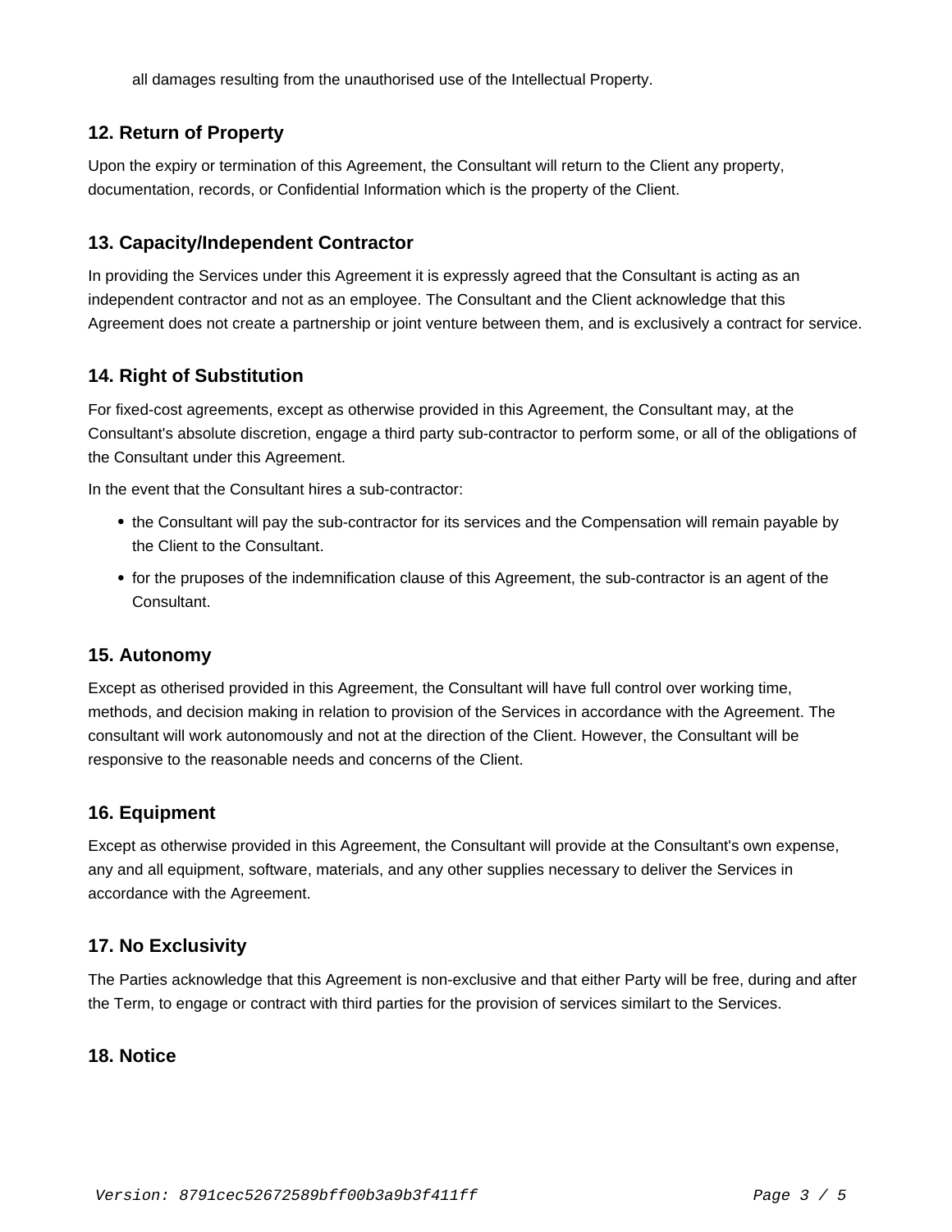all damages resulting from the unauthorised use of the Intellectual Property.

### 12. Return of Property

Upon the expiry or termination of this Agreement, the Consultant will return to the Client any property, documentation, records, or Confidential Information which is the property of the Client.

### 13. Capacity/Independent Contractor

In providing the Services under this Agreement it is expressly agreed that the Consultant is acting as an independent contractor and not as an employee. The Consultant and the Client acknowledge that this Agreement does not create a partnership or joint venture between them, and is exclusively a contract for service.

### 14. Right of Substitution

For fixed-cost agreements, except as otherwise provided in this Agreement, the Consultant may, at the Consultant's absolute discretion, engage a third party sub-contractor to perform some, or all of the obligations of the Consultant under this Agreement.

In the event that the Consultant hires a sub-contractor:

- the Consultant will pay the sub-contractor for its services and the Compensation will remain payable by the Client to the Consultant.
- for the pruposes of the indemnification clause of this Agreement, the sub-contractor is an agent of the Consultant.

### 15. Autonomy

Except as otherised provided in this Agreement, the Consultant will have full control over working time, methods, and decision making in relation to provision of the Services in accordance with the Agreement. The consultant will work autonomously and not at the direction of the Client. However, the Consultant will be responsive to the reasonable needs and concerns of the Client.

### 16. Equipment

Except as otherwise provided in this Agreement, the Consultant will provide at the Consultant's own expense, any and all equipment, software, materials, and any other supplies necessary to deliver the Services in accordance with the Agreement.

### 17. No Exclusivity

The Parties acknowledge that this Agreement is non-exclusive and that either Party will be free, during and after the Term, to engage or contract with third parties for the provision of services similart to the Services.

### 18. Notice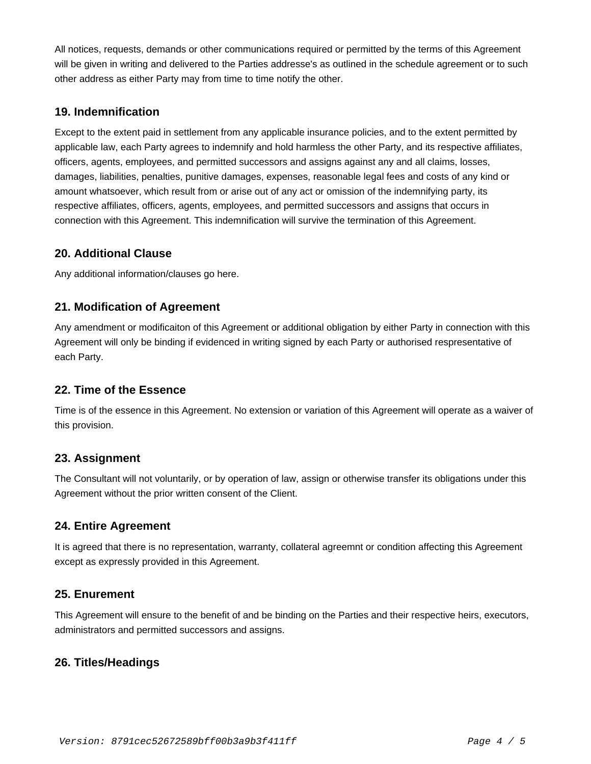All notices, requests, demands or other communications required or permitted by the terms of this Agreement will be given in writing and delivered to the Parties addresse's as outlined in the schedule agreement or to such other address as either Party may from time to time notify the other.

### 19. Indemnification

Except to the extent paid in settlement from any applicable insurance policies, and to the extent permitted by applicable law, each Party agrees to indemnify and hold harmless the other Party, and its respective affiliates, officers, agents, employees, and permitted successors and assigns against any and all claims, losses, damages, liabilities, penalties, punitive damages, expenses, reasonable legal fees and costs of any kind or amount whatsoever, which result from or arise out of any act or omission of the indemnifying party, its respective affiliates, officers, agents, employees, and permitted successors and assigns that occurs in connection with this Agreement. This indemnification will survive the termination of this Agreement.

### 20. Additional Clause

Any additional information/clauses go here.

### 21. Modification of Agreement

Any amendment or modificaiton of this Agreement or additional obligation by either Party in connection with this Agreement will only be binding if evidenced in writing signed by each Party or authorised respresentative of each Party.

### 22. Time of the Essence

Time is of the essence in this Agreement. No extension or variation of this Agreement will operate as a waiver of this provision.

### 23. Assignment

The Consultant will not voluntarily, or by operation of law, assign or otherwise transfer its obligations under this Agreement without the prior written consent of the Client.

### 24. Entire Agreement

It is agreed that there is no representation, warranty, collateral agreemnt or condition affecting this Agreement except as expressly provided in this Agreement.

### 25. Enurement

This Agreement will ensure to the benefit of and be binding on the Parties and their respective heirs, executors, administrators and permitted successors and assigns.

### 26. Titles/Headings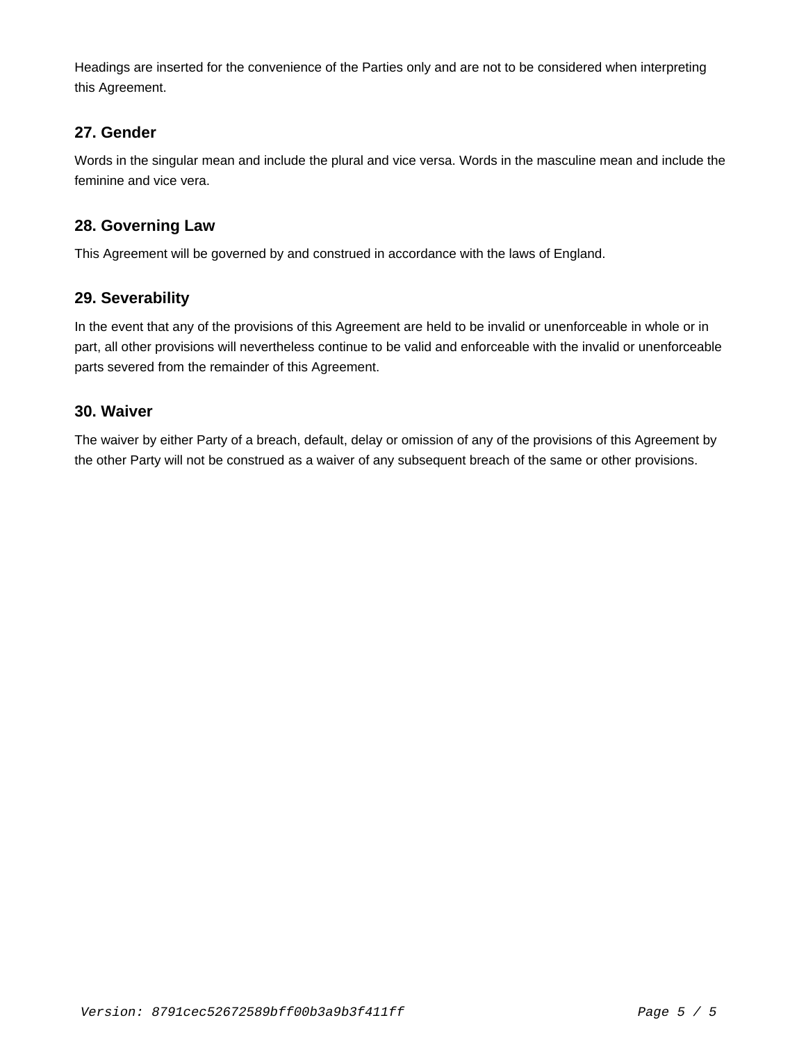Headings are inserted for the convenience of the Parties only and are not to be considered when interpreting this Agreement.

### 27. Gender

Words in the singular mean and include the plural and vice versa. Words in the masculine mean and include the feminine and vice vera.

### 28. Governing Law

This Agreement will be governed by and construed in accordance with the laws of England.

### 29. Severability

In the event that any of the provisions of this Agreement are held to be invalid or unenforceable in whole or in part, all other provisions will nevertheless continue to be valid and enforceable with the invalid or unenforceable parts severed from the remainder of this Agreement.

### 30. Waiver

The waiver by either Party of a breach, default, delay or omission of any of the provisions of this Agreement by the other Party will not be construed as a waiver of any subsequent breach of the same or other provisions.